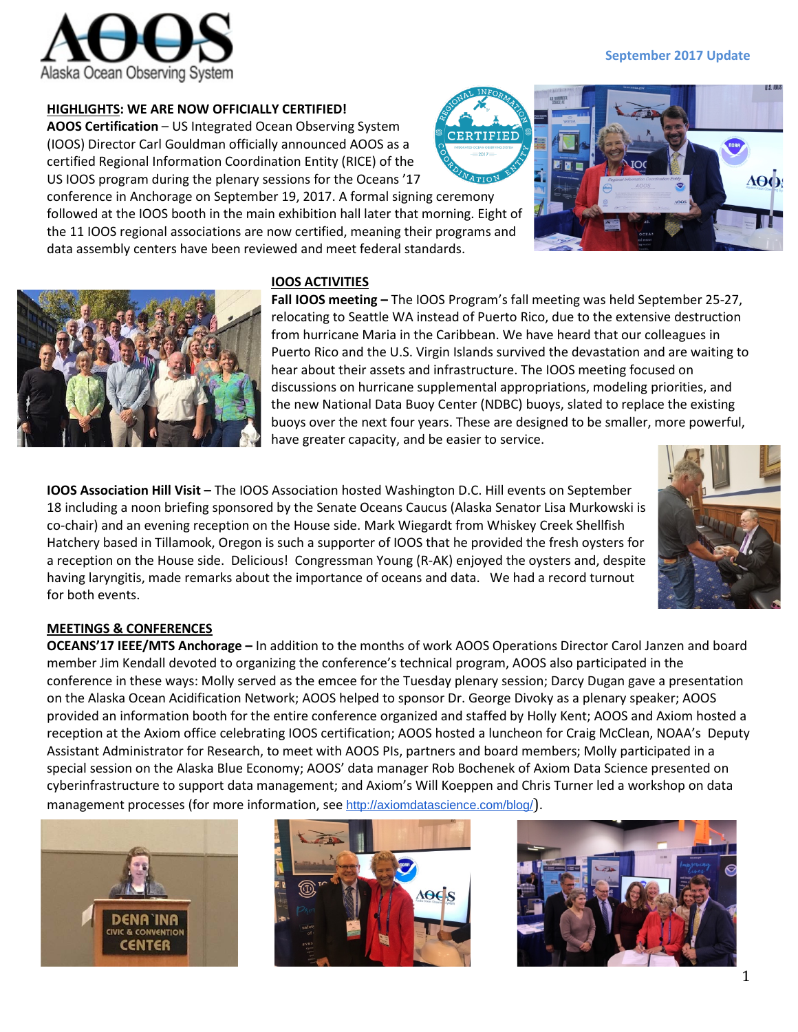**AOOS Alaska Ocean Observing System**

**September 2017 Update**

## HIGHLIGHTS: WE ARE NOW OFFICIALLY CERTIFIED!

**AOOS Certification** – US Integrated Ocean Observing System (IOOS) Director Carl Gouldman officially announced AOOS as a certified Regional Information Coordination Entity (RICE) of the US IOOS program during the plenary sessions for the Oceans '17 conference in Anchorage on September 19, 2017. A formal signing ceremony followed at the IOOS booth in the main exhibition hall later that morning. Eight of the 11 IOOS regional associations are now certified, meaning their programs and data assembly centers have been reviewed and meet federal standards.

## IOOS ACTIVITIES

**Fall IOOS meeting –** The IOOS Program's fall meeting was held September 25-27, relocating to Seattle WA instead of Puerto Rico, due to the extensive destruction from hurricane Maria in the Caribbean. We have heard that our colleagues in Puerto Rico and the U.S. Virgin Islands survived the devastation and are waiting to hear about their assets and infrastructure. The IOOS meeting focused on discussions on hurricane supplemental appropriations, modeling priorities, and the new National Data Buoy Center (NDBC) buoys, slated to replace the existing buoys over the next four years. These are designed to be smaller, more powerful, have greater capacity, and be easier to service.

**IOOS Association Hill Visit –** The IOOS Association hosted Washington D.C. Hill events on September 18 including a noon briefing sponsored by the Senate Oceans Caucus (Alaska Senator Lisa Murkowski is co-chair) and an evening reception on the House side. Mark Wiegardt from Whiskey Creek Shellfish Hatchery based in Tillamook, Oregon is such a supporter of IOOS that he provided the fresh oysters for a reception on the House side. Delicious! Congressman Young (R-AK) enjoyed the oysters and, despite having laryngitis, made remarks about the importance of oceans and data. We had a record turnout for both events.

## MEETINGS & CONFERENCES

**OCEANS'17 IEEE/MTS Anchorage –** In addition to the months of work AOOS Operations Director Carol Janzen and board member Jim Kendall devoted to organizing the conference's technical program, AOOS also participated in the conference in these ways: Molly served as the emcee for the Tuesday plenary session; Darcy Dugan gave a presentation on the Alaska Ocean Acidification Network; AOOS helped to sponsor Dr. George Divoky as a plenary speaker; AOOS provided an information booth for the entire conference organized and staffed by Holly Kent; AOOS and Axiom hosted a reception at the Axiom office celebrating IOOS certification; AOOS hosted a luncheon for Craig McClean, NOAA's Deputy Assistant Administrator for Research, to meet with AOOS PIs, partners and board members; Molly participated in a special session on the Alaska Blue Economy; AOOS' data manager Rob Bochenek of Axiom Data Science presented on cyberinfrastructure to support data management; and Axiom's Will Koeppen and Chris Turner led a workshop on data management processes (for more information, see http://axiomdatascience.com/blog/).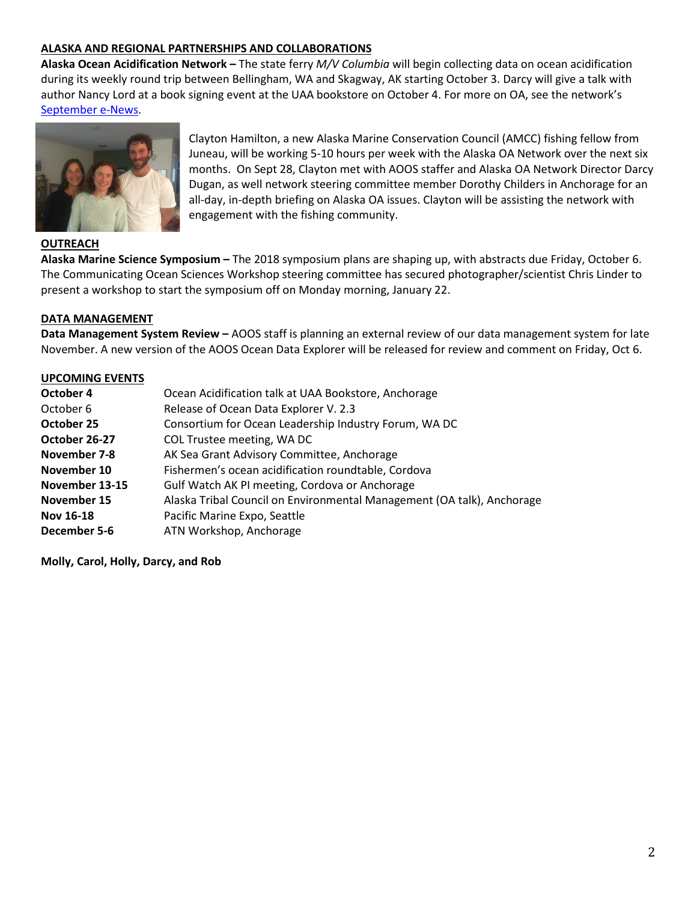**ALASKA AND REGIONAL PARTNERSHIPS AND COLLABORATIONS**

**Alaska Ocean Acidification Network –** The state ferry *M/V Columbia* will begin collecting data on ocean acidification during its weekly round trip between Bellingham, WA and Skagway, AK starting October 3. Darcy will give a talk with author Nancy Lord at a book signing event at the UAA bookstore on October 4. For more on OA, see the network's September e-News.

Clayton Hamilton, a new Alaska Marine Conservation Council (AMCC) fishing fellow from Juneau, will be working 5-10 hours per week with the Alaska OA Network over the next six months. On Sept 28, Clayton met with AOOS staffer and Alaska OA Network Director Darcy Dugan, as well network steering committee member Dorothy Childers in Anchorage for an all-day, in-depth briefing on Alaska OA issues. Clayton will be assisting the network with engagement with the fishing community.

**OUTREACH**

**Alaska Marine Science Symposium –** The 2018 symposium plans are shaping up, with abstracts due Friday, October 6. The Communicating Ocean Sciences Workshop steering committee has secured photographer/scientist Chris Linder to present a workshop to start the symposium off on Monday morning, January 22.

**DATA MANAGEMENT**

**Data Management System Review –** AOOS staff is planning an external review of our data management system for late November. A new version of the AOOS Ocean Data Explorer will be released for review and comment on Friday, Oct 6.

**UPCOMING EVENTS**

| | |
|---|---|
| **October 4** | Ocean Acidification talk at UAA Bookstore, Anchorage |
| October 6 | Release of Ocean Data Explorer V. 2.3 |
| **October 25** | Consortium for Ocean Leadership Industry Forum, WA DC |
| **October 26-27** | COL Trustee meeting, WA DC |
| **November 7-8** | AK Sea Grant Advisory Committee, Anchorage |
| **November 10** | Fishermen's ocean acidification roundtable, Cordova |
| **November 13-15** | Gulf Watch AK PI meeting, Cordova or Anchorage |
| **November 15** | Alaska Tribal Council on Environmental Management (OA talk), Anchorage |
| **Nov 16-18** | Pacific Marine Expo, Seattle |
| **December 5-6** | ATN Workshop, Anchorage |

**Molly, Carol, Holly, Darcy, and Rob**